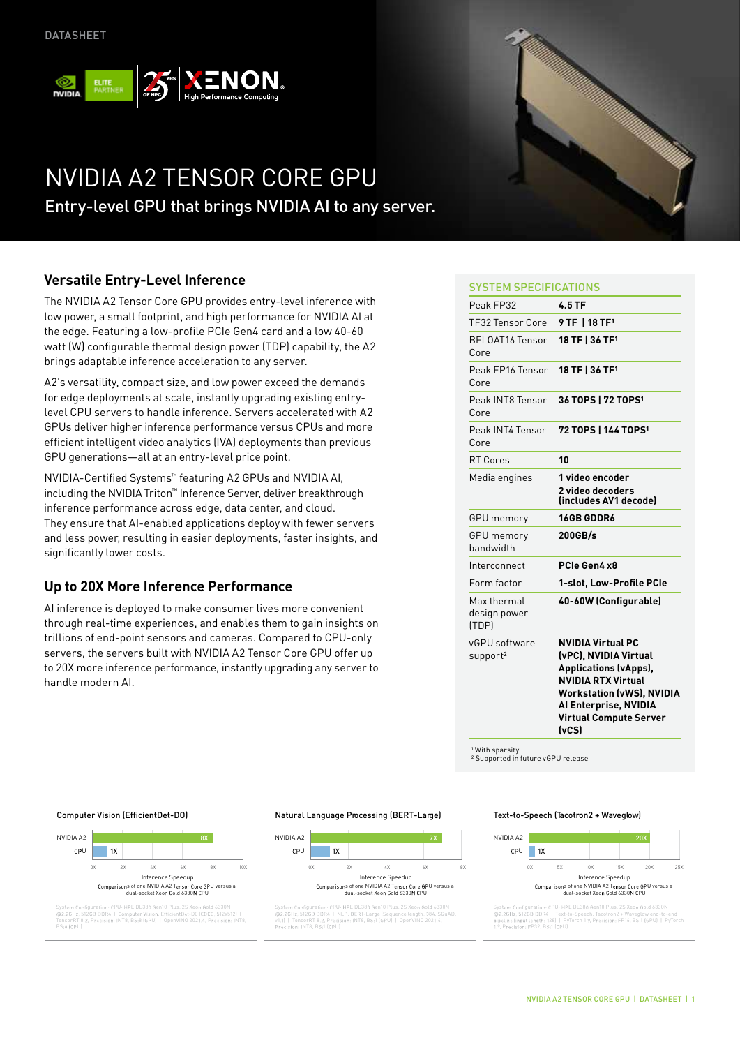DATASHEET

# NVIDIA A2 TENSOR CORE GPU

Entry-level GPU that brings NVIDIA AI to any server.

## Versatile Entry-Level Inference

The NVIDIA A2 Tensor Core GPU provides entry-level inference with low power, a small footprint, and high performance for NVIDIA AI at the edge. Featuring a low-profile PCIe Gen4 card and a low 40-60 watt (W) configurable thermal design power (TDP) capability, the A2 brings adaptable inference acceleration to any server.

A2's versatility, compact size, and low power exceed the demands for edge deployments at scale, instantly upgrading existing entry-level CPU servers to handle inference. Servers accelerated with A2 GPUs deliver higher inference performance versus CPUs and more efficient intelligent video analytics (IVA) deployments than previous GPU generations—all at an entry-level price point.

NVIDIA-Certified Systems™ featuring A2 GPUs and NVIDIA AI, including the NVIDIA Triton™ Inference Server, deliver breakthrough inference performance across edge, data center, and cloud. They ensure that AI-enabled applications deploy with fewer servers and less power, resulting in easier deployments, faster insights, and significantly lower costs.

## Up to 20X More Inference Performance

AI inference is deployed to make consumer lives more convenient through real-time experiences, and enables them to gain insights on trillions of end-point sensors and cameras. Compared to CPU-only servers, the servers built with NVIDIA A2 Tensor Core GPU offer up to 20X more inference performance, instantly upgrading any server to handle modern AI.

## SYSTEM SPECIFICATIONS

| | |
|---|---|
| Peak FP32 | **4.5 TF** |
| TF32 Tensor Core | **9 TF \| 18 TF[1]** |
| BFLOAT16 Tensor Core | **18 TF \| 36 TF[1]** |
| Peak FP16 Tensor Core | **18 TF \| 36 TF[1]** |
| Peak INT8 Tensor Core | **36 TOPS \| 72 TOPS[1]** |
| Peak INT4 Tensor Core | **72 TOPS \| 144 TOPS[1]** |
| RT Cores | **10** |
| Media engines | **1 video encoder**<br>**2 video decoders (includes AV1 decode)** |
| GPU memory | **16GB GDDR6** |
| GPU memory bandwidth | **200GB/s** |
| Interconnect | **PCIe Gen4 x8** |
| Form factor | **1-slot, Low-Profile PCIe** |
| Max thermal design power (TDP) | **40-60W (Configurable)** |
| vGPU software support[2] | **NVIDIA Virtual PC (vPC), NVIDIA Virtual Applications (vApps), NVIDIA RTX Virtual Workstation (vWS), NVIDIA AI Enterprise, NVIDIA Virtual Compute Server (vCS)** |

[1] With sparsity
[2] Supported in future vGPU release

### Computer Vision (EfficientDet-D0)

| | Inference Speedup |
|---|---|
| NVIDIA A2 | 8X |
| CPU | 1X |

Inference Speedup — Comparisons of one NVIDIA A2 Tensor Core GPU versus a dual-socket Xeon Gold 6330N CPU

System Configuration: CPU: HPE DL380 Gen10 Plus, 2S Xeon Gold 6330N @2.2GHz, 512GB DDR4 | Computer Vision: EfficientDet-D0 (COCO, 512x512) | TensorRT 8.2, Precision: INT8, BS:8 (GPU) | OpenVINO 2021.4, Precision: INT8, BS:8 (CPU)

### Natural Language Processing (BERT-Large)

| | Inference Speedup |
|---|---|
| NVIDIA A2 | 7X |
| CPU | 1X |

Inference Speedup — Comparisons of one NVIDIA A2 Tensor Core GPU versus a dual-socket Xeon Gold 6330N CPU

System Configuration: CPU: HPE DL380 Gen10 Plus, 2S Xeon Gold 6330N @2.2GHz, 512GB DDR4 | NLP: BERT-Large (Sequence length: 384, SQuAD: v1.1) | TensorRT 8.2, Precision: INT8, BS:1 (GPU) | OpenVINO 2021.4, Precision: INT8, BS:1 (CPU)

### Text-to-Speech (Tacotron2 + Waveglow)

| | Inference Speedup |
|---|---|
| NVIDIA A2 | 20X |
| CPU | 1X |

Inference Speedup — Comparisons of one NVIDIA A2 Tensor Core GPU versus a dual-socket Xeon Gold 6330N CPU

System Configuration: CPU: HPE DL380 Gen10 Plus, 2S Xeon Gold 6330N @2.2GHz, 512GB DDR4 | Text-to-Speech: Tacotron2 + Waveglow end-to-end pipeline (input length: 128) | PyTorch 1.9, Precision: FP16, BS:1 (GPU) | PyTorch 1.9, Precision: FP32, BS:1 (CPU)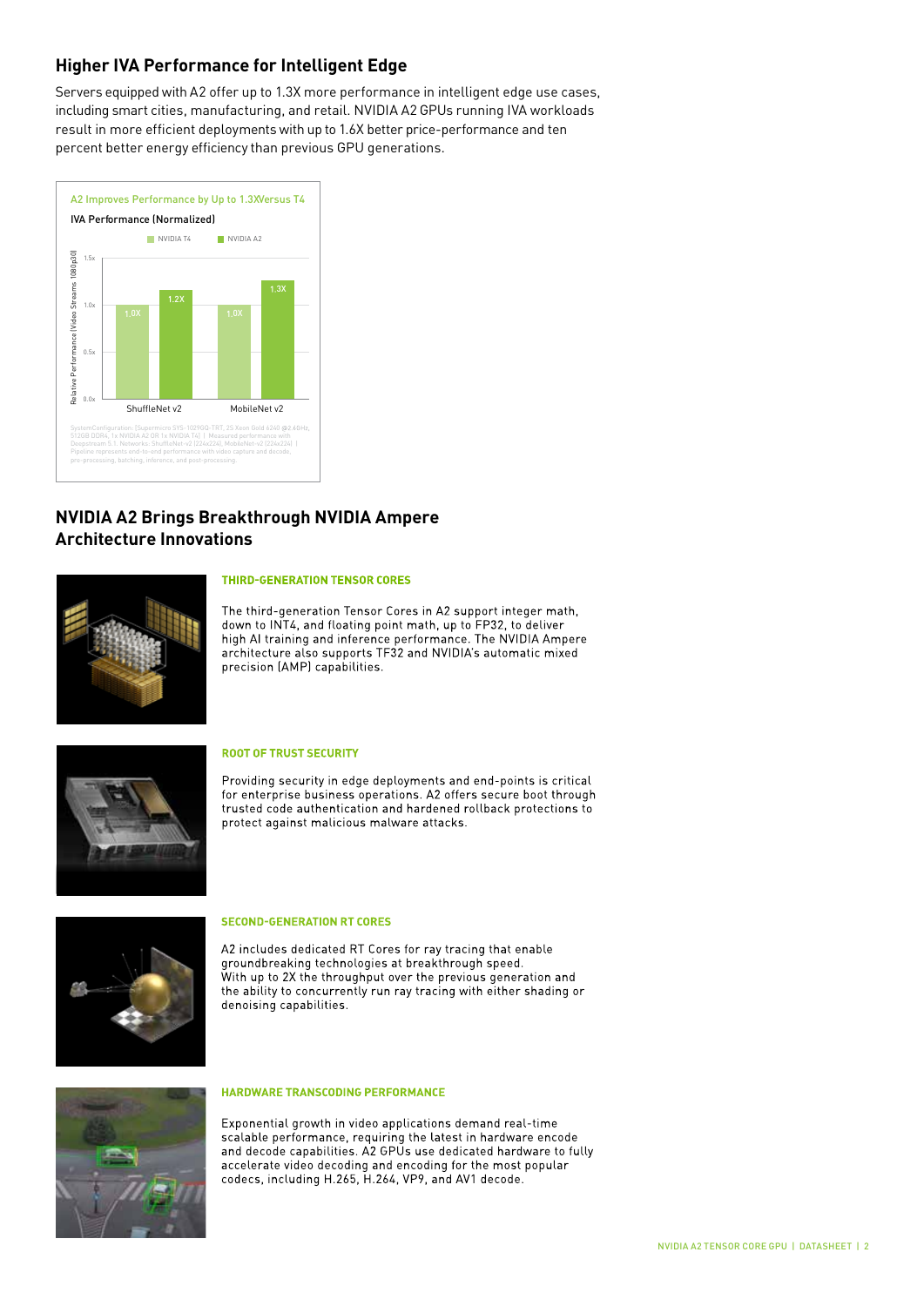## Higher IVA Performance for Intelligent Edge

Servers equipped with A2 offer up to 1.3X more performance in intelligent edge use cases, including smart cities, manufacturing, and retail. NVIDIA A2 GPUs running IVA workloads result in more efficient deployments with up to 1.6X better price-performance and ten percent better energy efficiency than previous GPU generations.

A2 Improves Performance by Up to 1.3XVersus T4

IVA Performance (Normalized)

| | NVIDIA T4 | NVIDIA A2 |
|---|---|---|
| ShuffleNet v2 | 1.0X | 1.2X |
| MobileNet v2 | 1.0X | 1.3X |

System Configuration: [Supermicro SYS-1029GQ-TRT, 2S Xeon Gold 6240 @2.6GHz, 512GB DDR4, 1x NVIDIA A2 OR 1x NVIDIA T4] | Measured performance with Deepstream 5.1. Networks: ShuffleNet-v2 (224x224), MobileNet-v2 (224x224) | Pipeline represents end-to-end performance with video capture and decode, pre-processing, batching, inference, and post-processing.

## NVIDIA A2 Brings Breakthrough NVIDIA Ampere Architecture Innovations

### THIRD-GENERATION TENSOR CORES

The third-generation Tensor Cores in A2 support integer math, down to INT4, and floating point math, up to FP32, to deliver high AI training and inference performance. The NVIDIA Ampere architecture also supports TF32 and NVIDIA's automatic mixed precision (AMP) capabilities.

### ROOT OF TRUST SECURITY

Providing security in edge deployments and end-points is critical for enterprise business operations. A2 offers secure boot through trusted code authentication and hardened rollback protections to protect against malicious malware attacks.

### SECOND-GENERATION RT CORES

A2 includes dedicated RT Cores for ray tracing that enable groundbreaking technologies at breakthrough speed. With up to 2X the throughput over the previous generation and the ability to concurrently run ray tracing with either shading or denoising capabilities.

### HARDWARE TRANSCODING PERFORMANCE

Exponential growth in video applications demand real-time scalable performance, requiring the latest in hardware encode and decode capabilities. A2 GPUs use dedicated hardware to fully accelerate video decoding and encoding for the most popular codecs, including H.265, H.264, VP9, and AV1 decode.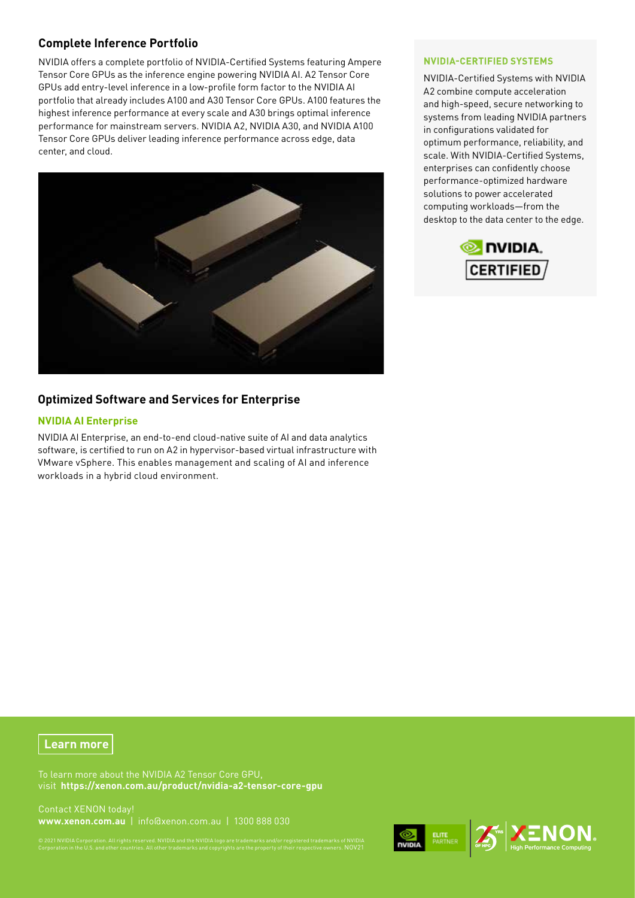## Complete Inference Portfolio

NVIDIA offers a complete portfolio of NVIDIA-Certified Systems featuring Ampere Tensor Core GPUs as the inference engine powering NVIDIA AI. A2 Tensor Core GPUs add entry-level inference in a low-profile form factor to the NVIDIA AI portfolio that already includes A100 and A30 Tensor Core GPUs. A100 features the highest inference performance at every scale and A30 brings optimal inference performance for mainstream servers. NVIDIA A2, NVIDIA A30, and NVIDIA A100 Tensor Core GPUs deliver leading inference performance across edge, data center, and cloud.

### NVIDIA-CERTIFIED SYSTEMS

NVIDIA-Certified Systems with NVIDIA A2 combine compute acceleration and high-speed, secure networking to systems from leading NVIDIA partners in configurations validated for optimum performance, reliability, and scale. With NVIDIA-Certified Systems, enterprises can confidently choose performance-optimized hardware solutions to power accelerated computing workloads—from the desktop to the data center to the edge.

NVIDIA CERTIFIED

## Optimized Software and Services for Enterprise

### NVIDIA AI Enterprise

NVIDIA AI Enterprise, an end-to-end cloud-native suite of AI and data analytics software, is certified to run on A2 in hypervisor-based virtual infrastructure with VMware vSphere. This enables management and scaling of AI and inference workloads in a hybrid cloud environment.

### Learn more

To learn more about the NVIDIA A2 Tensor Core GPU, visit **https://xenon.com.au/product/nvidia-a2-tensor-core-gpu**

Contact XENON today!
**www.xenon.com.au** | info@xenon.com.au | 1300 888 030

© 2021 NVIDIA Corporation. All rights reserved. NVIDIA and the NVIDIA logo are trademarks and/or registered trademarks of NVIDIA Corporation in the U.S. and other countries. All other trademarks and copyrights are the property of their respective owners. NOV21

NVIDIA ELITE PARTNER | 25 YRS OF HPC | XENON High Performance Computing